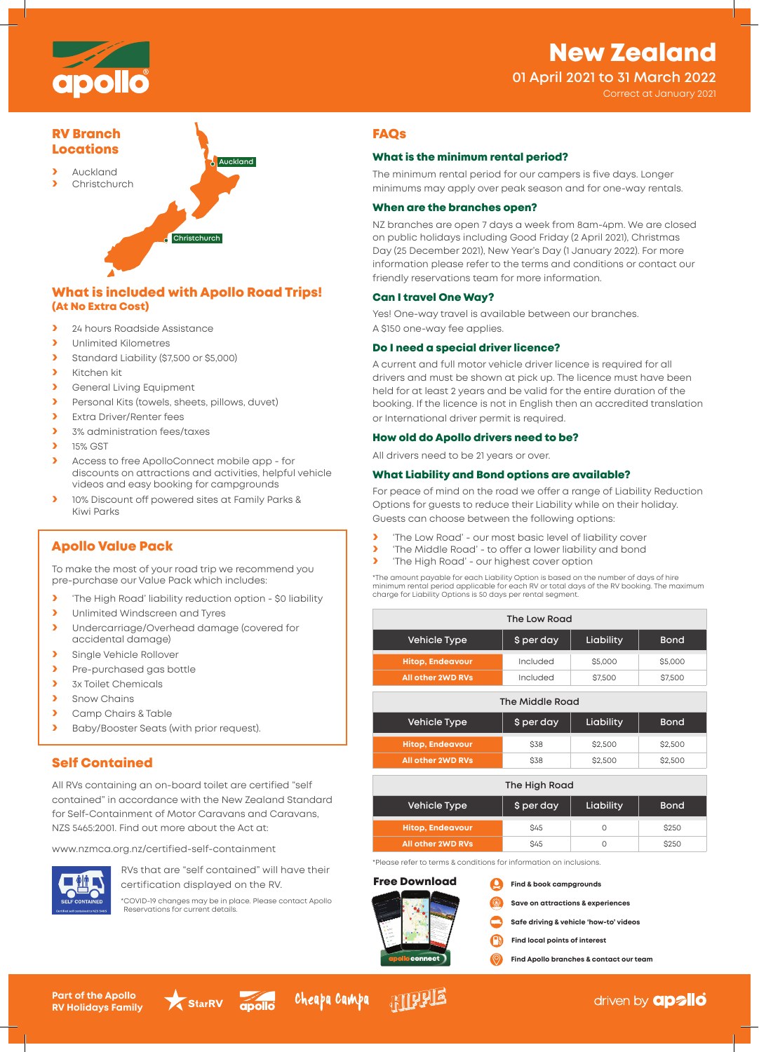# New Zealand

## 01 April 2021 to 31 March 2022

Correct at January 2021

## RV Branch Locations

- Auckland
- Christchurch

## What is included with Apollo Road Trips! (At No Extra Cost)

- 24 hours Roadside Assistance
- Unlimited Kilometres
- Standard Liability ($7,500 or $5,000)
- Kitchen kit
- General Living Equipment
- Personal Kits (towels, sheets, pillows, duvet)
- Extra Driver/Renter fees
- 3% administration fees/taxes
- 15% GST
- Access to free ApolloConnect mobile app - for discounts on attractions and activities, helpful vehicle videos and easy booking for campgrounds
- 10% Discount off powered sites at Family Parks & Kiwi Parks

## Apollo Value Pack

To make the most of your road trip we recommend you pre-purchase our Value Pack which includes:

- 'The High Road' liability reduction option - $0 liability
- Unlimited Windscreen and Tyres
- Undercarriage/Overhead damage (covered for accidental damage)
- Single Vehicle Rollover
- Pre-purchased gas bottle
- 3x Toilet Chemicals
- Snow Chains
- Camp Chairs & Table
- Baby/Booster Seats (with prior request).

## Self Contained

All RVs containing an on-board toilet are certified "self contained" in accordance with the New Zealand Standard for Self-Containment of Motor Caravans and Caravans, NZS 5465:2001. Find out more about the Act at:

www.nzmca.org.nz/certified-self-containment

RVs that are "self contained" will have their certification displayed on the RV.

*COVID-19 changes may be in place. Please contact Apollo Reservations for current details.

## FAQs

### What is the minimum rental period?

The minimum rental period for our campers is five days. Longer minimums may apply over peak season and for one-way rentals.

### When are the branches open?

NZ branches are open 7 days a week from 8am-4pm. We are closed on public holidays including Good Friday (2 April 2021), Christmas Day (25 December 2021), New Year's Day (1 January 2022). For more information please refer to the terms and conditions or contact our friendly reservations team for more information.

### Can I travel One Way?

Yes! One-way travel is available between our branches. A $150 one-way fee applies.

### Do I need a special driver licence?

A current and full motor vehicle driver licence is required for all drivers and must be shown at pick up. The licence must have been held for at least 2 years and be valid for the entire duration of the booking. If the licence is not in English then an accredited translation or International driver permit is required.

### How old do Apollo drivers need to be?

All drivers need to be 21 years or over.

### What Liability and Bond options are available?

For peace of mind on the road we offer a range of Liability Reduction Options for guests to reduce their Liability while on their holiday. Guests can choose between the following options:

- 'The Low Road' - our most basic level of liability cover
- 'The Middle Road' - to offer a lower liability and bond
- 'The High Road' - our highest cover option

*The amount payable for each Liability Option is based on the number of days of hire minimum rental period applicable for each RV or total days of the RV booking. The maximum charge for Liability Options is 50 days per rental segment.

| The Low Road | | | |
|---|---|---|---|
| Vehicle Type | $ per day | Liability | Bond |
| Hitop, Endeavour | Included | $5,000 | $5,000 |
| All other 2WD RVs | Included | $7,500 | $7,500 |

| The Middle Road | | | |
|---|---|---|---|
| Vehicle Type | $ per day | Liability | Bond |
| Hitop, Endeavour | $38 | $2,500 | $2,500 |
| All other 2WD RVs | $38 | $2,500 | $2,500 |

| The High Road | | | |
|---|---|---|---|
| Vehicle Type | $ per day | Liability | Bond |
| Hitop, Endeavour | $45 | 0 | $250 |
| All other 2WD RVs | $45 | 0 | $250 |

*Please refer to terms & conditions for information on inclusions.

### Free Download

- Find & book campgrounds
- Save on attractions & experiences
- Safe driving & vehicle 'how-to' videos
- Find local points of interest
- Find Apollo branches & contact our team

Part of the Apollo RV Holidays Family

driven by apollo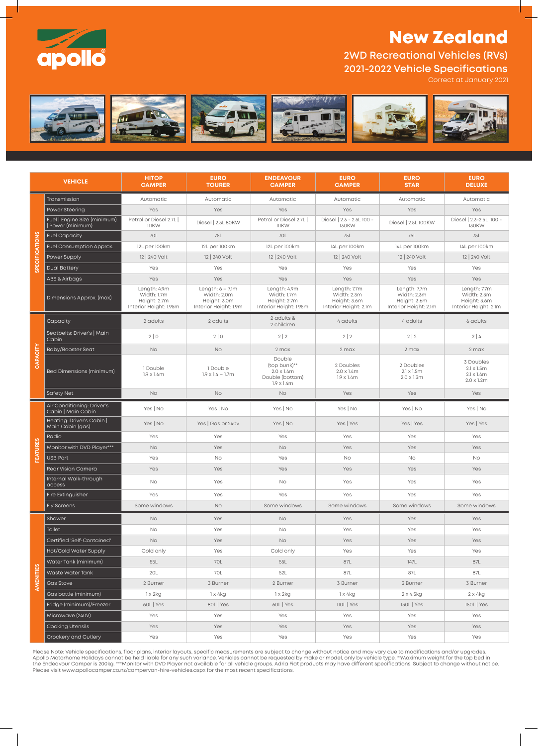# New Zealand

## 2WD Recreational Vehicles (RVs)
## 2021-2022 Vehicle Specifications

Correct at January 2021

| | VEHICLE | HITOP CAMPER | EURO TOURER | ENDEAVOUR CAMPER | EURO CAMPER | EURO STAR | EURO DELUXE |
|---|---|---|---|---|---|---|---|
| SPECIFICATIONS | Transmission | Automatic | Automatic | Automatic | Automatic | Automatic | Automatic |
| | Power Steering | Yes | Yes | Yes | Yes | Yes | Yes |
| | Fuel \| Engine Size (minimum) \| Power (minimum) | Petrol or Diesel 2.7L \| 111KW | Diesel \| 2.3L 80KW | Petrol or Diesel 2.7L \| 111KW | Diesel \| 2.3 - 2.5L 100 - 130KW | Diesel \| 2.5L 100KW | Diesel \| 2.3-2.5L 100 - 130KW |
| | Fuel Capacity | 70L | 75L | 70L | 75L | 75L | 75L |
| | Fuel Consumption Approx. | 12L per 100km | 12L per 100km | 12L per 100km | 14L per 100km | 14L per 100km | 14L per 100km |
| | Power Supply | 12 \| 240 Volt | 12 \| 240 Volt | 12 \| 240 Volt | 12 \| 240 Volt | 12 \| 240 Volt | 12 \| 240 Volt |
| | Dual Battery | Yes | Yes | Yes | Yes | Yes | Yes |
| | ABS & Airbags | Yes | Yes | Yes | Yes | Yes | Yes |
| | Dimensions Approx. (max) | Length: 4.9m Width: 1.7m Height: 2.7m Interior Height: 1.95m | Length: 6 – 7.1m Width: 2.0m Height: 3.0m Interior Height: 1.9m | Length: 4.9m Width: 1.7m Height: 2.7m Interior Height: 1.95m | Length: 7.7m Width: 2.3m Height: 3.6m Interior Height: 2.1m | Length: 7.7m Width: 2.3m Height: 3.6m Interior Height: 2.1m | Length: 7.7m Width: 2.3m Height: 3.6m Interior Height: 2.1m |
| CAPACITY | Capacity | 2 adults | 2 adults | 2 adults & 2 children | 4 adults | 4 adults | 6 adults |
| | Seatbelts: Driver's \| Main Cabin | 2 \| 0 | 2 \| 0 | 2 \| 2 | 2 \| 2 | 2 \| 2 | 2 \| 4 |
| | Baby/Booster Seat | No | No | 2 max | 2 max | 2 max | 2 max |
| | Bed Dimensions (minimum) | 1 Double 1.9 x 1.6m | 1 Double 1.9 x 1.4 – 1.7m | Double (top bunk)** 2.0 x 1.4m Double (bottom) 1.9 x 1.4m | 2 Doubles 2.0 x 1.4m 1.9 x 1.4m | 2 Doubles 2.1 x 1.5m 2.0 x 1.3m | 3 Doubles 2.1 x 1.5m 2.1 x 1.4m 2.0 x 1.2m |
| | Safety Net | No | No | No | Yes | Yes | Yes |
| FEATURES | Air Conditioning: Driver's Cabin \| Main Cabin | Yes \| No | Yes \| No | Yes \| No | Yes \| No | Yes \| No | Yes \| No |
| | Heating: Driver's Cabin \| Main Cabin (gas) | Yes \| No | Yes \| Gas or 240v | Yes \| No | Yes \| Yes | Yes \| Yes | Yes \| Yes |
| | Radio | Yes | Yes | Yes | Yes | Yes | Yes |
| | Monitor with DVD Player*** | No | Yes | No | Yes | Yes | Yes |
| | USB Port | Yes | No | Yes | No | No | No |
| | Rear Vision Camera | Yes | Yes | Yes | Yes | Yes | Yes |
| | Internal Walk-through access | No | Yes | No | Yes | Yes | Yes |
| | Fire Extinguisher | Yes | Yes | Yes | Yes | Yes | Yes |
| | Fly Screens | Some windows | No | Some windows | Some windows | Some windows | Some windows |
| AMENITIES | Shower | No | Yes | No | Yes | Yes | Yes |
| | Toilet | No | Yes | No | Yes | Yes | Yes |
| | Certified 'Self-Contained' | No | Yes | No | Yes | Yes | Yes |
| | Hot/Cold Water Supply | Cold only | Yes | Cold only | Yes | Yes | Yes |
| | Water Tank (minimum) | 55L | 70L | 55L | 87L | 147L | 87L |
| | Waste Water Tank | 20L | 70L | 52L | 87L | 87L | 87L |
| | Gas Stove | 2 Burner | 3 Burner | 2 Burner | 3 Burner | 3 Burner | 3 Burner |
| | Gas bottle (minimum) | 1 x 2kg | 1 x 4kg | 1 x 2kg | 1 x 4kg | 2 x 4.5kg | 2 x 4kg |
| | Fridge (minimum)/Freezer | 60L \| Yes | 80L \| Yes | 60L \| Yes | 110L \| Yes | 130L \| Yes | 150L \| Yes |
| | Microwave (240V) | Yes | Yes | Yes | Yes | Yes | Yes |
| | Cooking Utensils | Yes | Yes | Yes | Yes | Yes | Yes |
| | Crockery and Cutlery | Yes | Yes | Yes | Yes | Yes | Yes |

Please Note: Vehicle specifications, floor plans, interior layouts, specific measurements are subject to change without notice and may vary due to modifications and/or upgrades. Apollo Motorhome Holidays cannot be held liable for any such variance. Vehicles cannot be requested by make or model, only by vehicle type. **Maximum weight for the top bed in the Endeavour Camper is 200kg. ***Monitor with DVD Player not available for all vehicle groups. Adria Fiat products may have different specifications. Subject to change without notice. Please visit www.apollocamper.co.nz/campervan-hire-vehicles.aspx for the most recent specifications.